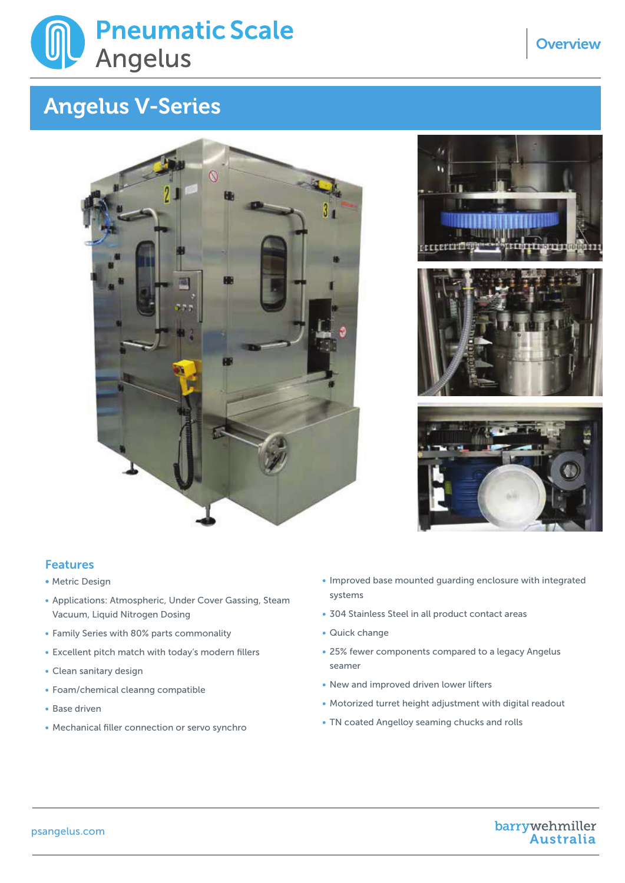# Pneumatic Scale Angelus

Overview

## Angelus V-Series

### Features

- Metric Design
- Applications: Atmospheric, Under Cover Gassing, Steam Vacuum, Liquid Nitrogen Dosing
- Family Series with 80% parts commonality
- Excellent pitch match with today's modern fillers
- Clean sanitary design
- Foam/chemical cleanng compatible
- Base driven
- Mechanical filler connection or servo synchro
- Improved base mounted guarding enclosure with integrated systems
- 304 Stainless Steel in all product contact areas
- Quick change
- 25% fewer components compared to a legacy Angelus seamer
- New and improved driven lower lifters
- Motorized turret height adjustment with digital readout
- TN coated Angelloy seaming chucks and rolls

psangelus.com

barrywehmiller Australia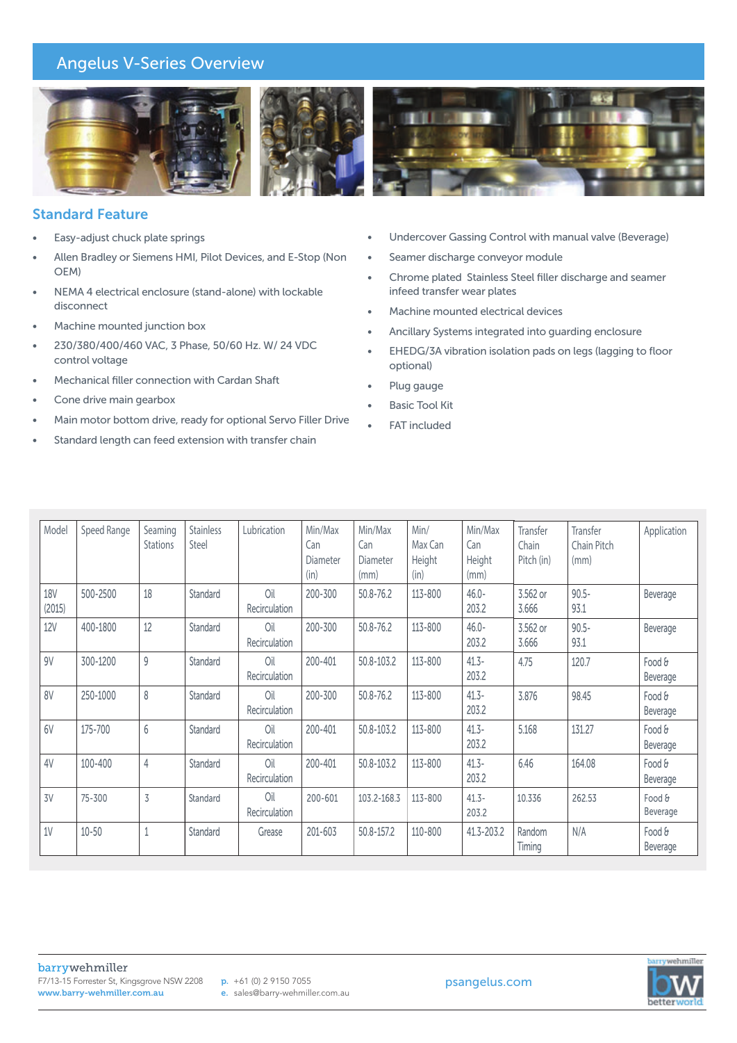# Angelus V-Series Overview

## Standard Feature

- Easy-adjust chuck plate springs
- Allen Bradley or Siemens HMI, Pilot Devices, and E-Stop (Non OEM)
- NEMA 4 electrical enclosure (stand-alone) with lockable disconnect
- Machine mounted junction box
- 230/380/400/460 VAC, 3 Phase, 50/60 Hz. W/ 24 VDC control voltage
- Mechanical filler connection with Cardan Shaft
- Cone drive main gearbox
- Main motor bottom drive, ready for optional Servo Filler Drive
- Standard length can feed extension with transfer chain
- Undercover Gassing Control with manual valve (Beverage)
- Seamer discharge conveyor module
- Chrome plated Stainless Steel filler discharge and seamer infeed transfer wear plates
- Machine mounted electrical devices
- Ancillary Systems integrated into guarding enclosure
- EHEDG/3A vibration isolation pads on legs (lagging to floor optional)
- Plug gauge
- Basic Tool Kit
- FAT included

| Model | Speed Range | Seaming Stations | Stainless Steel | Lubrication | Min/Max Can Diameter (in) | Min/Max Can Diameter (mm) | Min/ Max Can Height (in) | Min/Max Can Height (mm) | Transfer Chain Pitch (in) | Transfer Chain Pitch (mm) | Application |
|---|---|---|---|---|---|---|---|---|---|---|---|
| 18V (2015) | 500-2500 | 18 | Standard | Oil Recirculation | 200-300 | 50.8-76.2 | 113-800 | 46.0-203.2 | 3.562 or 3.666 | 90.5-93.1 | Beverage |
| 12V | 400-1800 | 12 | Standard | Oil Recirculation | 200-300 | 50.8-76.2 | 113-800 | 46.0-203.2 | 3.562 or 3.666 | 90.5-93.1 | Beverage |
| 9V | 300-1200 | 9 | Standard | Oil Recirculation | 200-401 | 50.8-103.2 | 113-800 | 41.3-203.2 | 4.75 | 120.7 | Food & Beverage |
| 8V | 250-1000 | 8 | Standard | Oil Recirculation | 200-300 | 50.8-76.2 | 113-800 | 41.3-203.2 | 3.876 | 98.45 | Food & Beverage |
| 6V | 175-700 | 6 | Standard | Oil Recirculation | 200-401 | 50.8-103.2 | 113-800 | 41.3-203.2 | 5.168 | 131.27 | Food & Beverage |
| 4V | 100-400 | 4 | Standard | Oil Recirculation | 200-401 | 50.8-103.2 | 113-800 | 41.3-203.2 | 6.46 | 164.08 | Food & Beverage |
| 3V | 75-300 | 3 | Standard | Oil Recirculation | 200-601 | 103.2-168.3 | 113-800 | 41.3-203.2 | 10.336 | 262.53 | Food & Beverage |
| 1V | 10-50 | 1 | Standard | Grease | 201-603 | 50.8-157.2 | 110-800 | 41.3-203.2 | Random Timing | N/A | Food & Beverage |

barrywehmiller
F7/13-15 Forrester St, Kingsgrove NSW 2208
www.barry-wehmiller.com.au

p. +61 (0) 2 9150 7055
e. sales@barry-wehmiller.com.au

psangelus.com